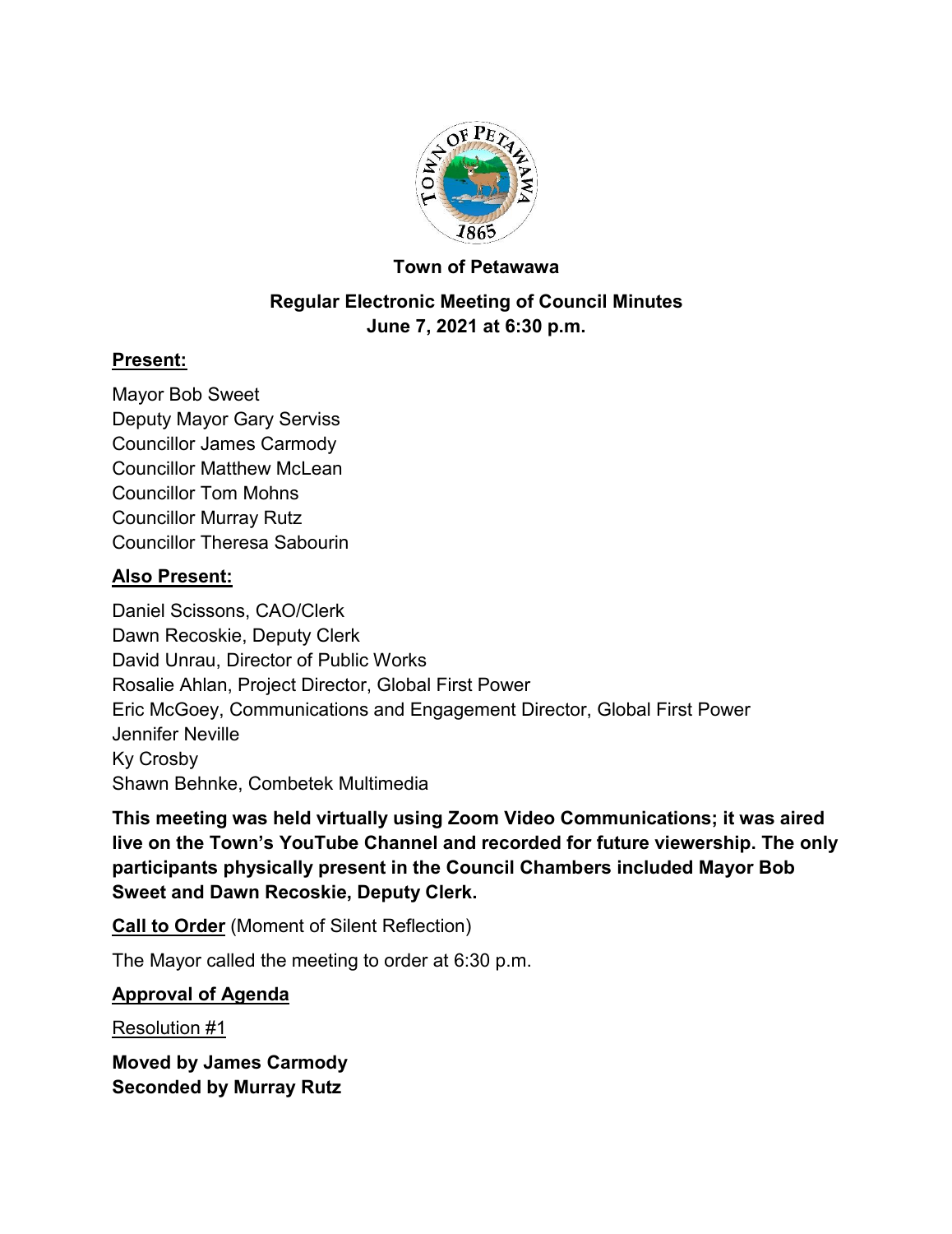**Town of Petawawa**

**Regular Electronic Meeting of Council Minutes**
**June 7, 2021 at 6:30 p.m.**

**Present:**

Mayor Bob Sweet
Deputy Mayor Gary Serviss
Councillor James Carmody
Councillor Matthew McLean
Councillor Tom Mohns
Councillor Murray Rutz
Councillor Theresa Sabourin

**Also Present:**

Daniel Scissons, CAO/Clerk
Dawn Recoskie, Deputy Clerk
David Unrau, Director of Public Works
Rosalie Ahlan, Project Director, Global First Power
Eric McGoey, Communications and Engagement Director, Global First Power
Jennifer Neville
Ky Crosby
Shawn Behnke, Combetek Multimedia

**This meeting was held virtually using Zoom Video Communications; it was aired live on the Town's YouTube Channel and recorded for future viewership. The only participants physically present in the Council Chambers included Mayor Bob Sweet and Dawn Recoskie, Deputy Clerk.**

**Call to Order** (Moment of Silent Reflection)

The Mayor called the meeting to order at 6:30 p.m.

**Approval of Agenda**

Resolution #1

**Moved by James Carmody**
**Seconded by Murray Rutz**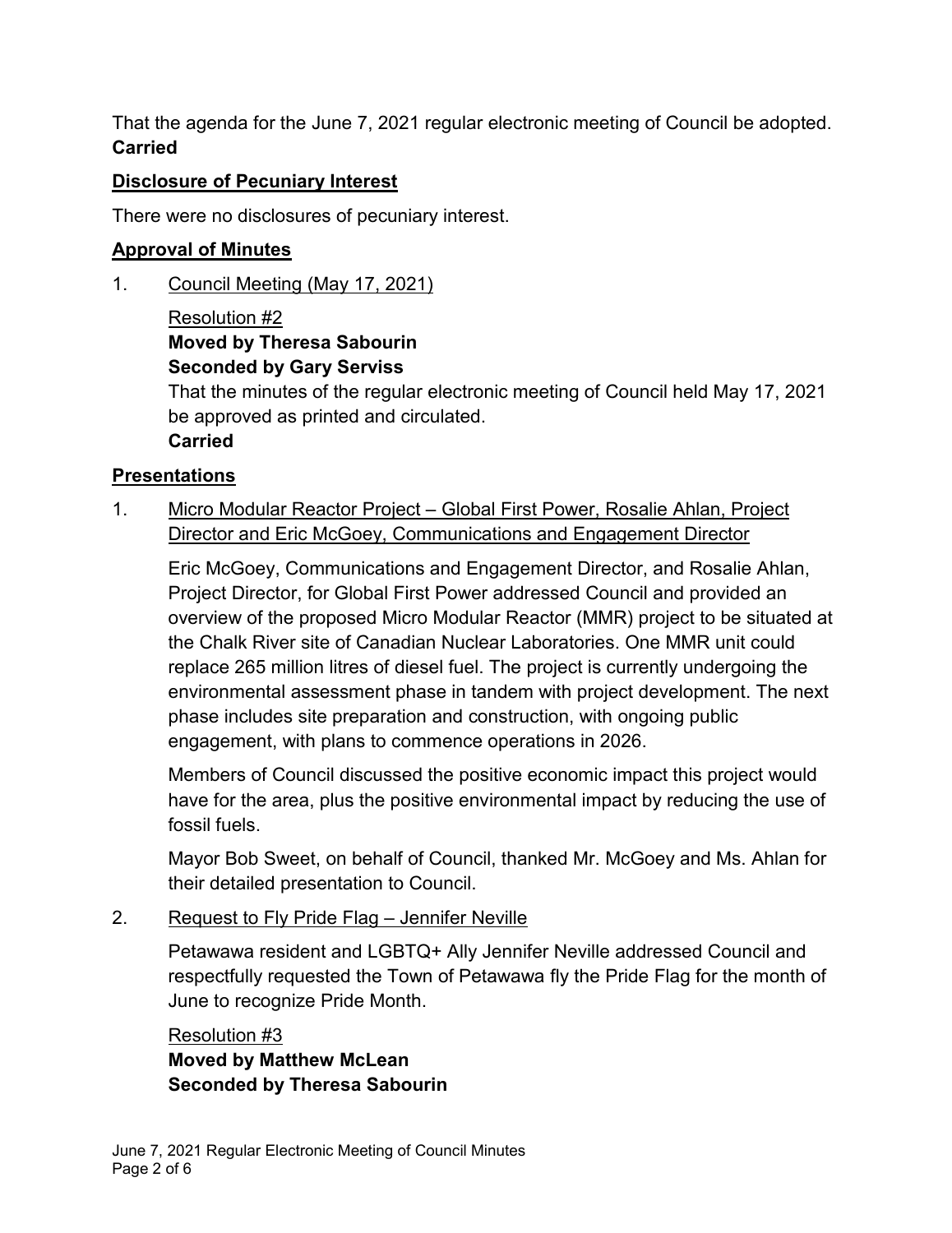That the agenda for the June 7, 2021 regular electronic meeting of Council be adopted.
**Carried**

## Disclosure of Pecuniary Interest

There were no disclosures of pecuniary interest.

## Approval of Minutes

1. Council Meeting (May 17, 2021)

   Resolution #2
   **Moved by Theresa Sabourin**
   **Seconded by Gary Serviss**
   That the minutes of the regular electronic meeting of Council held May 17, 2021 be approved as printed and circulated.
   **Carried**

## Presentations

1. Micro Modular Reactor Project – Global First Power, Rosalie Ahlan, Project Director and Eric McGoey, Communications and Engagement Director

   Eric McGoey, Communications and Engagement Director, and Rosalie Ahlan, Project Director, for Global First Power addressed Council and provided an overview of the proposed Micro Modular Reactor (MMR) project to be situated at the Chalk River site of Canadian Nuclear Laboratories. One MMR unit could replace 265 million litres of diesel fuel. The project is currently undergoing the environmental assessment phase in tandem with project development. The next phase includes site preparation and construction, with ongoing public engagement, with plans to commence operations in 2026.

   Members of Council discussed the positive economic impact this project would have for the area, plus the positive environmental impact by reducing the use of fossil fuels.

   Mayor Bob Sweet, on behalf of Council, thanked Mr. McGoey and Ms. Ahlan for their detailed presentation to Council.

2. Request to Fly Pride Flag – Jennifer Neville

   Petawawa resident and LGBTQ+ Ally Jennifer Neville addressed Council and respectfully requested the Town of Petawawa fly the Pride Flag for the month of June to recognize Pride Month.

   Resolution #3
   **Moved by Matthew McLean**
   **Seconded by Theresa Sabourin**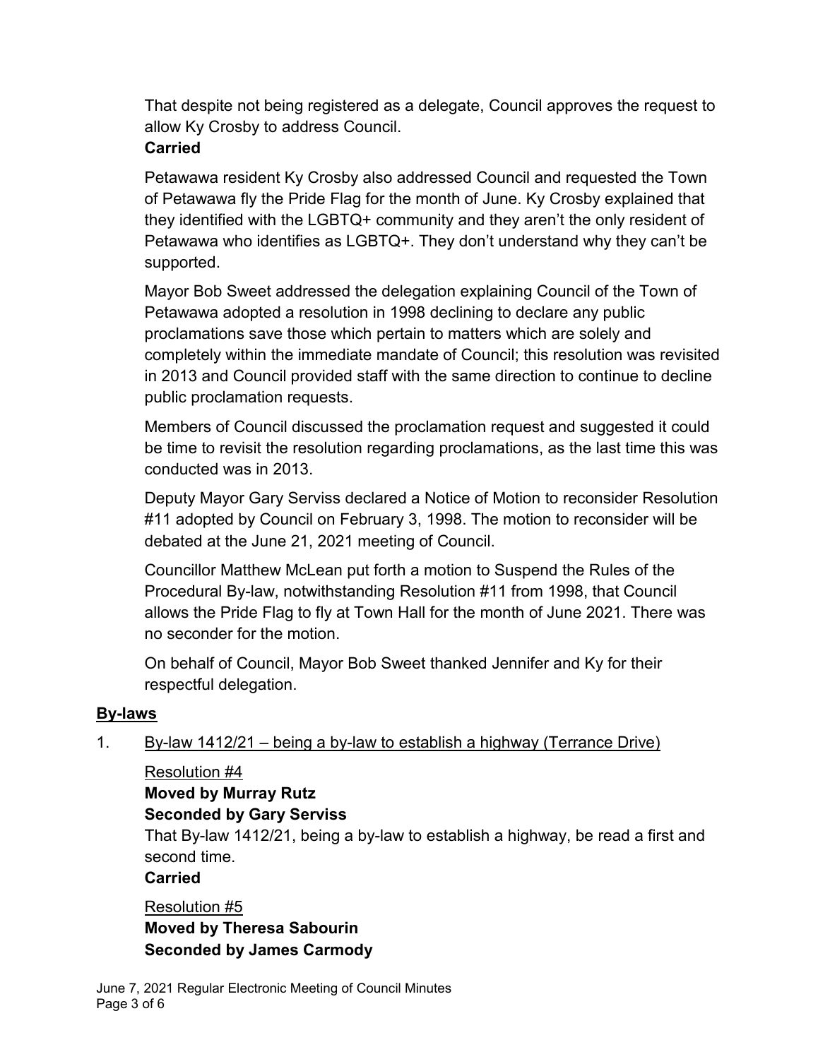That despite not being registered as a delegate, Council approves the request to allow Ky Crosby to address Council.
**Carried**

Petawawa resident Ky Crosby also addressed Council and requested the Town of Petawawa fly the Pride Flag for the month of June. Ky Crosby explained that they identified with the LGBTQ+ community and they aren't the only resident of Petawawa who identifies as LGBTQ+. They don't understand why they can't be supported.

Mayor Bob Sweet addressed the delegation explaining Council of the Town of Petawawa adopted a resolution in 1998 declining to declare any public proclamations save those which pertain to matters which are solely and completely within the immediate mandate of Council; this resolution was revisited in 2013 and Council provided staff with the same direction to continue to decline public proclamation requests.

Members of Council discussed the proclamation request and suggested it could be time to revisit the resolution regarding proclamations, as the last time this was conducted was in 2013.

Deputy Mayor Gary Serviss declared a Notice of Motion to reconsider Resolution #11 adopted by Council on February 3, 1998. The motion to reconsider will be debated at the June 21, 2021 meeting of Council.

Councillor Matthew McLean put forth a motion to Suspend the Rules of the Procedural By-law, notwithstanding Resolution #11 from 1998, that Council allows the Pride Flag to fly at Town Hall for the month of June 2021. There was no seconder for the motion.

On behalf of Council, Mayor Bob Sweet thanked Jennifer and Ky for their respectful delegation.

## By-laws

1. By-law 1412/21 – being a by-law to establish a highway (Terrance Drive)

   Resolution #4
   **Moved by Murray Rutz**
   **Seconded by Gary Serviss**
   That By-law 1412/21, being a by-law to establish a highway, be read a first and second time.
   **Carried**

   Resolution #5
   **Moved by Theresa Sabourin**
   **Seconded by James Carmody**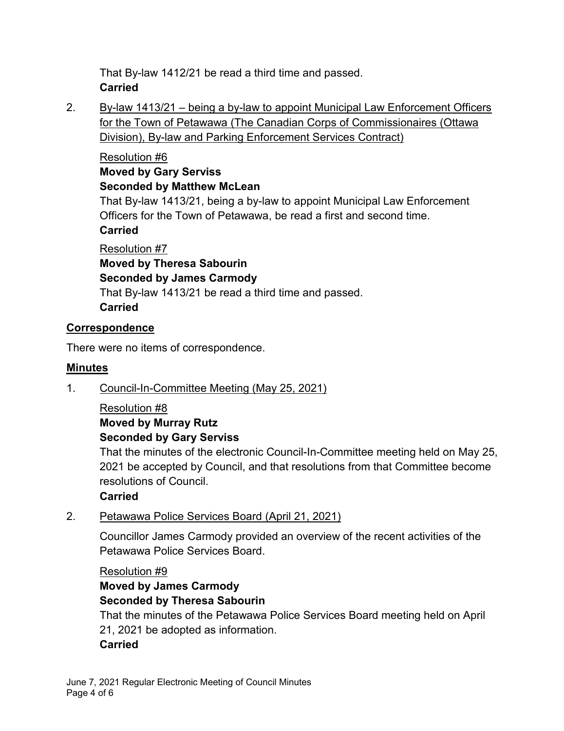That By-law 1412/21 be read a third time and passed.
**Carried**

2. By-law 1413/21 – being a by-law to appoint Municipal Law Enforcement Officers for the Town of Petawawa (The Canadian Corps of Commissionaires (Ottawa Division), By-law and Parking Enforcement Services Contract)

   Resolution #6
   **Moved by Gary Serviss**
   **Seconded by Matthew McLean**
   That By-law 1413/21, being a by-law to appoint Municipal Law Enforcement Officers for the Town of Petawawa, be read a first and second time.
   **Carried**

   Resolution #7
   **Moved by Theresa Sabourin**
   **Seconded by James Carmody**
   That By-law 1413/21 be read a third time and passed.
   **Carried**

## Correspondence

There were no items of correspondence.

## Minutes

1. Council-In-Committee Meeting (May 25, 2021)

   Resolution #8
   **Moved by Murray Rutz**
   **Seconded by Gary Serviss**
   That the minutes of the electronic Council-In-Committee meeting held on May 25, 2021 be accepted by Council, and that resolutions from that Committee become resolutions of Council.
   **Carried**

2. Petawawa Police Services Board (April 21, 2021)

   Councillor James Carmody provided an overview of the recent activities of the Petawawa Police Services Board.

   Resolution #9
   **Moved by James Carmody**
   **Seconded by Theresa Sabourin**
   That the minutes of the Petawawa Police Services Board meeting held on April 21, 2021 be adopted as information.
   **Carried**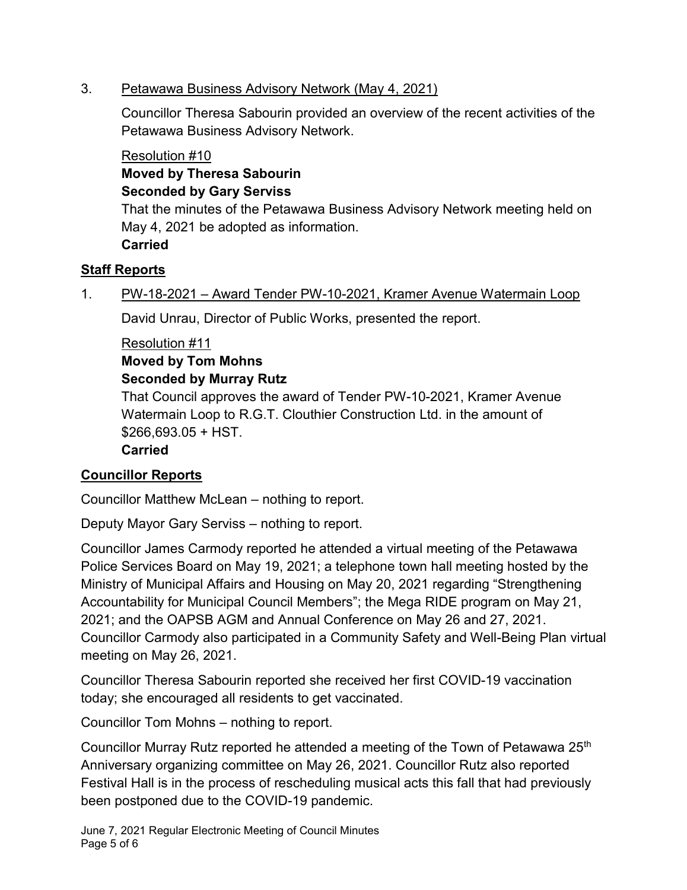3. Petawawa Business Advisory Network (May 4, 2021)

   Councillor Theresa Sabourin provided an overview of the recent activities of the Petawawa Business Advisory Network.

   Resolution #10
   **Moved by Theresa Sabourin**
   **Seconded by Gary Serviss**
   That the minutes of the Petawawa Business Advisory Network meeting held on May 4, 2021 be adopted as information.
   **Carried**

## Staff Reports

1. PW-18-2021 – Award Tender PW-10-2021, Kramer Avenue Watermain Loop

   David Unrau, Director of Public Works, presented the report.

   Resolution #11
   **Moved by Tom Mohns**
   **Seconded by Murray Rutz**
   That Council approves the award of Tender PW-10-2021, Kramer Avenue Watermain Loop to R.G.T. Clouthier Construction Ltd. in the amount of $266,693.05 + HST.
   **Carried**

## Councillor Reports

Councillor Matthew McLean – nothing to report.

Deputy Mayor Gary Serviss – nothing to report.

Councillor James Carmody reported he attended a virtual meeting of the Petawawa Police Services Board on May 19, 2021; a telephone town hall meeting hosted by the Ministry of Municipal Affairs and Housing on May 20, 2021 regarding "Strengthening Accountability for Municipal Council Members"; the Mega RIDE program on May 21, 2021; and the OAPSB AGM and Annual Conference on May 26 and 27, 2021. Councillor Carmody also participated in a Community Safety and Well-Being Plan virtual meeting on May 26, 2021.

Councillor Theresa Sabourin reported she received her first COVID-19 vaccination today; she encouraged all residents to get vaccinated.

Councillor Tom Mohns – nothing to report.

Councillor Murray Rutz reported he attended a meeting of the Town of Petawawa 25th Anniversary organizing committee on May 26, 2021. Councillor Rutz also reported Festival Hall is in the process of rescheduling musical acts this fall that had previously been postponed due to the COVID-19 pandemic.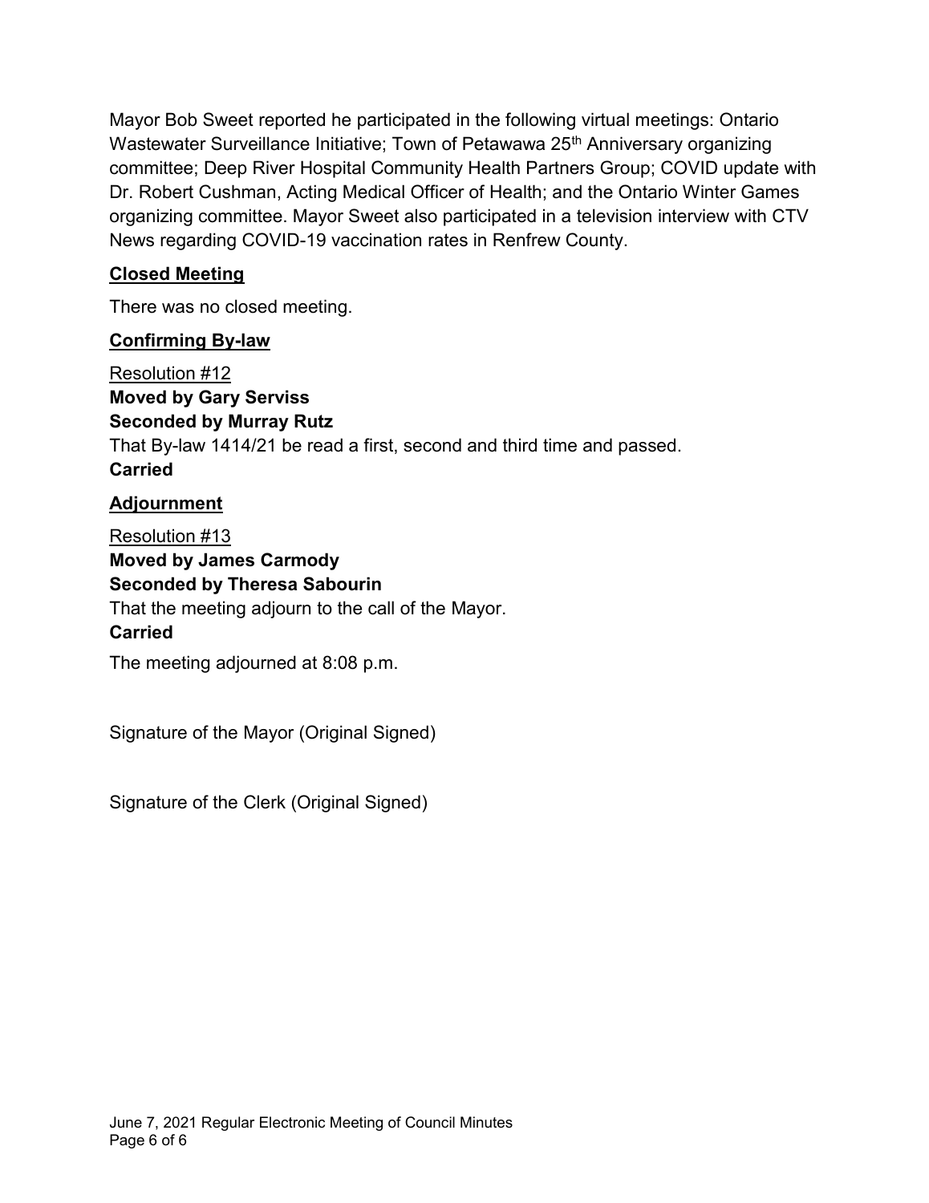Mayor Bob Sweet reported he participated in the following virtual meetings: Ontario Wastewater Surveillance Initiative; Town of Petawawa 25th Anniversary organizing committee; Deep River Hospital Community Health Partners Group; COVID update with Dr. Robert Cushman, Acting Medical Officer of Health; and the Ontario Winter Games organizing committee. Mayor Sweet also participated in a television interview with CTV News regarding COVID-19 vaccination rates in Renfrew County.

## Closed Meeting

There was no closed meeting.

## Confirming By-law

Resolution #12

**Moved by Gary Serviss**
**Seconded by Murray Rutz**

That By-law 1414/21 be read a first, second and third time and passed.

**Carried**

## Adjournment

Resolution #13

**Moved by James Carmody**
**Seconded by Theresa Sabourin**

That the meeting adjourn to the call of the Mayor.

**Carried**

The meeting adjourned at 8:08 p.m.

Signature of the Mayor (Original Signed)

Signature of the Clerk (Original Signed)